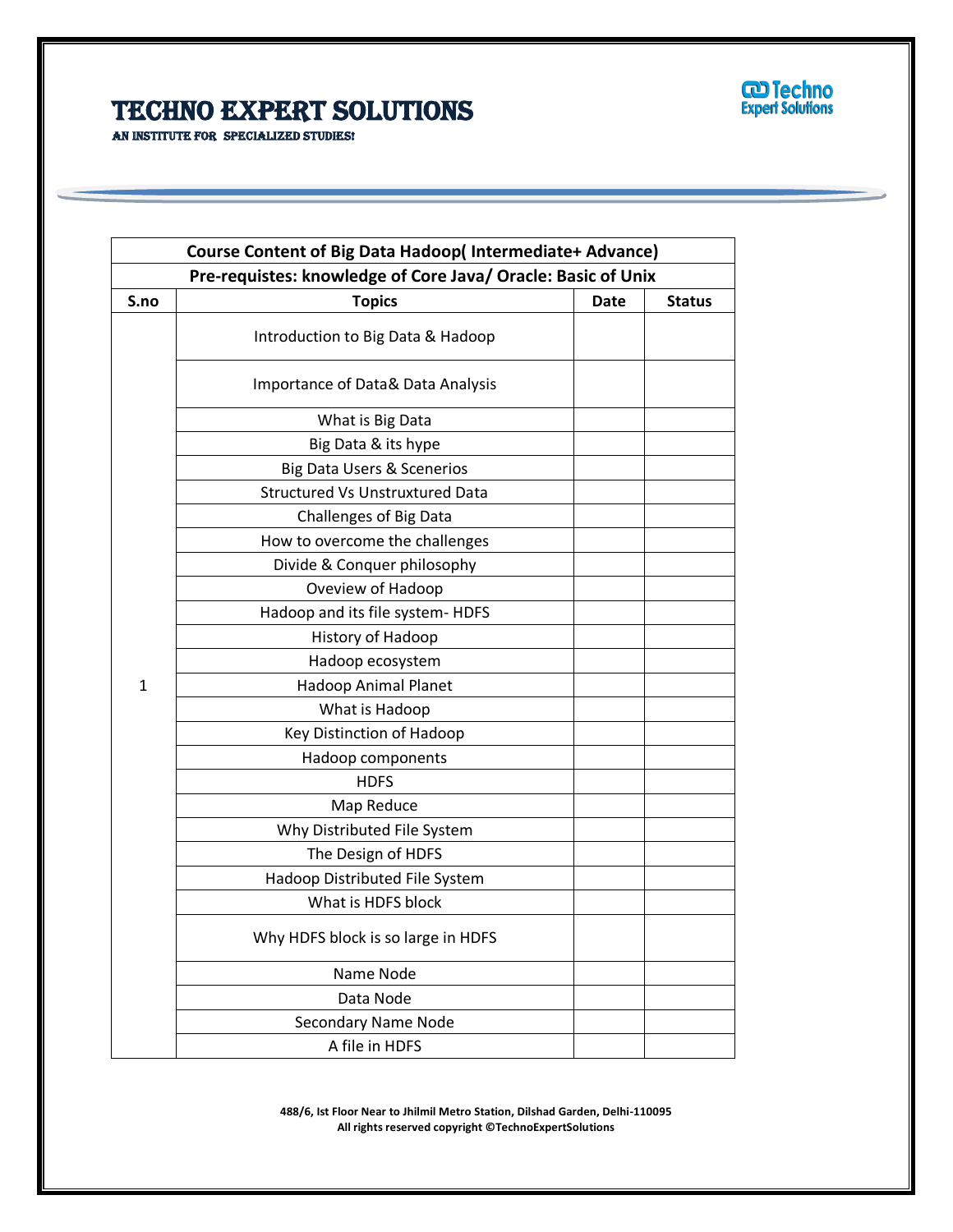# TECHNO EXPERT SOLUTIONS

AN INSTITUTE FOR SPECIALIZED STUDIES!

| Course Content of Big Data Hadoop( Intermediate+ Advance) | | | |
|---|---|---|---|
| **Pre-requistes: knowledge of Core Java/ Oracle: Basic of Unix** | | | |
| **S.no** | **Topics** | **Date** | **Status** |
| 1 | Introduction to Big Data & Hadoop | | |
| | Importance of Data& Data Analysis | | |
| | What is Big Data | | |
| | Big Data & its hype | | |
| | Big Data Users & Scenerios | | |
| | Structured Vs Unstruxtured Data | | |
| | Challenges of Big Data | | |
| | How to overcome the challenges | | |
| | Divide & Conquer philosophy | | |
| | Oveview of Hadoop | | |
| | Hadoop and its file system- HDFS | | |
| | History of Hadoop | | |
| | Hadoop ecosystem | | |
| | Hadoop Animal Planet | | |
| | What is Hadoop | | |
| | Key Distinction of Hadoop | | |
| | Hadoop components | | |
| | HDFS | | |
| | Map Reduce | | |
| | Why Distributed File System | | |
| | The Design of HDFS | | |
| | Hadoop Distributed File System | | |
| | What is HDFS block | | |
| | Why HDFS block is so large in HDFS | | |
| | Name Node | | |
| | Data Node | | |
| | Secondary Name Node | | |
| | A file in HDFS | | |

488/6, Ist Floor Near to Jhilmil Metro Station, Dilshad Garden, Delhi-110095
All rights reserved copyright ©TechnoExpertSolutions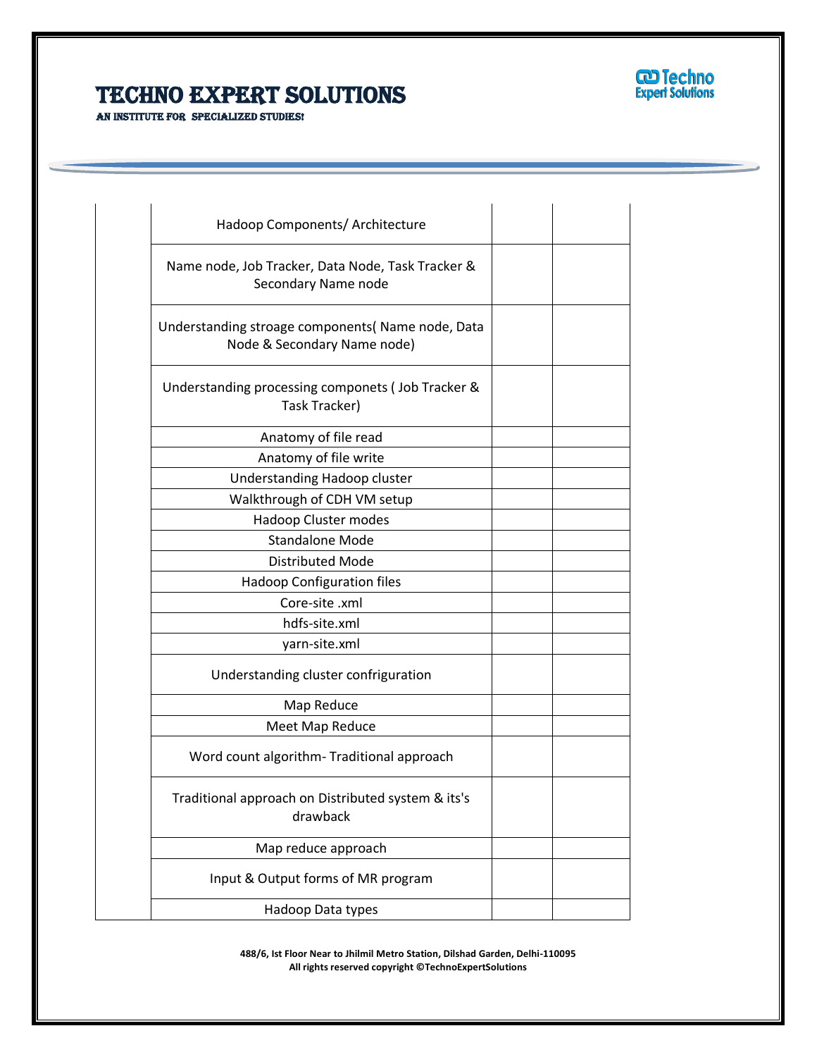| | Hadoop Components/ Architecture | | |
|---|---|---|---|
| | Name node, Job Tracker, Data Node, Task Tracker & Secondary Name node | | |
| | Understanding stroage components( Name node, Data Node & Secondary Name node) | | |
| | Understanding processing componets ( Job Tracker & Task Tracker) | | |
| | Anatomy of file read | | |
| | Anatomy of file write | | |
| | Understanding Hadoop cluster | | |
| | Walkthrough of CDH VM setup | | |
| | Hadoop Cluster modes | | |
| | Standalone Mode | | |
| | Distributed Mode | | |
| | Hadoop Configuration files | | |
| | Core-site .xml | | |
| | hdfs-site.xml | | |
| | yarn-site.xml | | |
| | Understanding cluster confriguration | | |
| | Map Reduce | | |
| | Meet Map Reduce | | |
| | Word count algorithm- Traditional approach | | |
| | Traditional approach on Distributed system & its's drawback | | |
| | Map reduce approach | | |
| | Input & Output forms of MR program | | |
| | Hadoop Data types | | |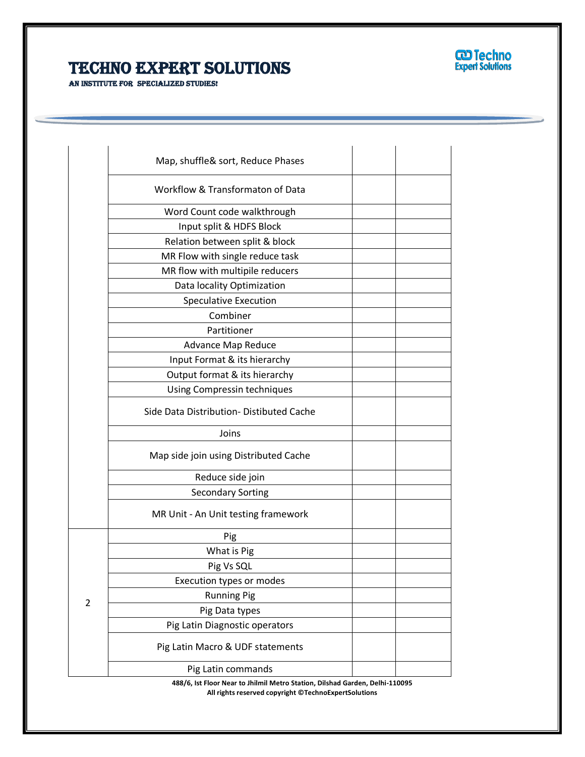| | | | |
|---|---|---|---|
| | Map, shuffle& sort, Reduce Phases | | |
| | Workflow & Transformaton of Data | | |
| | Word Count code walkthrough | | |
| | Input split & HDFS Block | | |
| | Relation between split & block | | |
| | MR Flow with single reduce task | | |
| | MR flow with multipile reducers | | |
| | Data locality Optimization | | |
| | Speculative Execution | | |
| | Combiner | | |
| | Partitioner | | |
| | Advance Map Reduce | | |
| | Input Format & its hierarchy | | |
| | Output format & its hierarchy | | |
| | Using Compressin techniques | | |
| | Side Data Distribution- Distibuted Cache | | |
| | Joins | | |
| | Map side join using Distributed Cache | | |
| | Reduce side join | | |
| | Secondary Sorting | | |
| | MR Unit - An Unit testing framework | | |
| 2 | Pig | | |
| | What is Pig | | |
| | Pig Vs SQL | | |
| | Execution types or modes | | |
| | Running Pig | | |
| | Pig Data types | | |
| | Pig Latin Diagnostic operators | | |
| | Pig Latin Macro & UDF statements | | |
| | Pig Latin commands | | |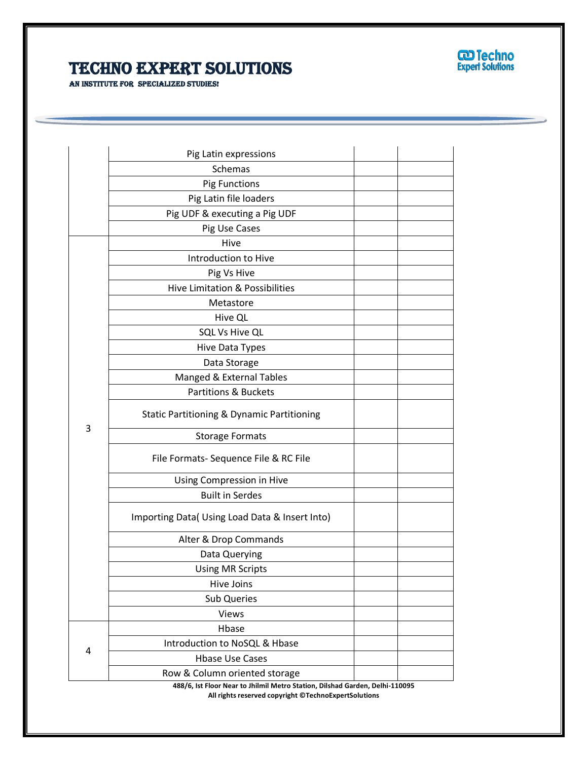|  |  |  |  |
|---|---|---|---|
|  | Pig Latin expressions |  |  |
|  | Schemas |  |  |
|  | Pig Functions |  |  |
|  | Pig Latin file loaders |  |  |
|  | Pig UDF & executing a Pig UDF |  |  |
|  | Pig Use Cases |  |  |
| 3 | Hive |  |  |
|  | Introduction to Hive |  |  |
|  | Pig Vs Hive |  |  |
|  | Hive Limitation & Possibilities |  |  |
|  | Metastore |  |  |
|  | Hive QL |  |  |
|  | SQL Vs Hive QL |  |  |
|  | Hive Data Types |  |  |
|  | Data Storage |  |  |
|  | Manged & External Tables |  |  |
|  | Partitions & Buckets |  |  |
|  | Static Partitioning & Dynamic Partitioning |  |  |
|  | Storage Formats |  |  |
|  | File Formats- Sequence File & RC File |  |  |
|  | Using Compression in Hive |  |  |
|  | Built in Serdes |  |  |
|  | Importing Data( Using Load Data & Insert Into) |  |  |
|  | Alter & Drop Commands |  |  |
|  | Data Querying |  |  |
|  | Using MR Scripts |  |  |
|  | Hive Joins |  |  |
|  | Sub Queries |  |  |
|  | Views |  |  |
| 4 | Hbase |  |  |
|  | Introduction to NoSQL & Hbase |  |  |
|  | Hbase Use Cases |  |  |
|  | Row & Column oriented storage |  |  |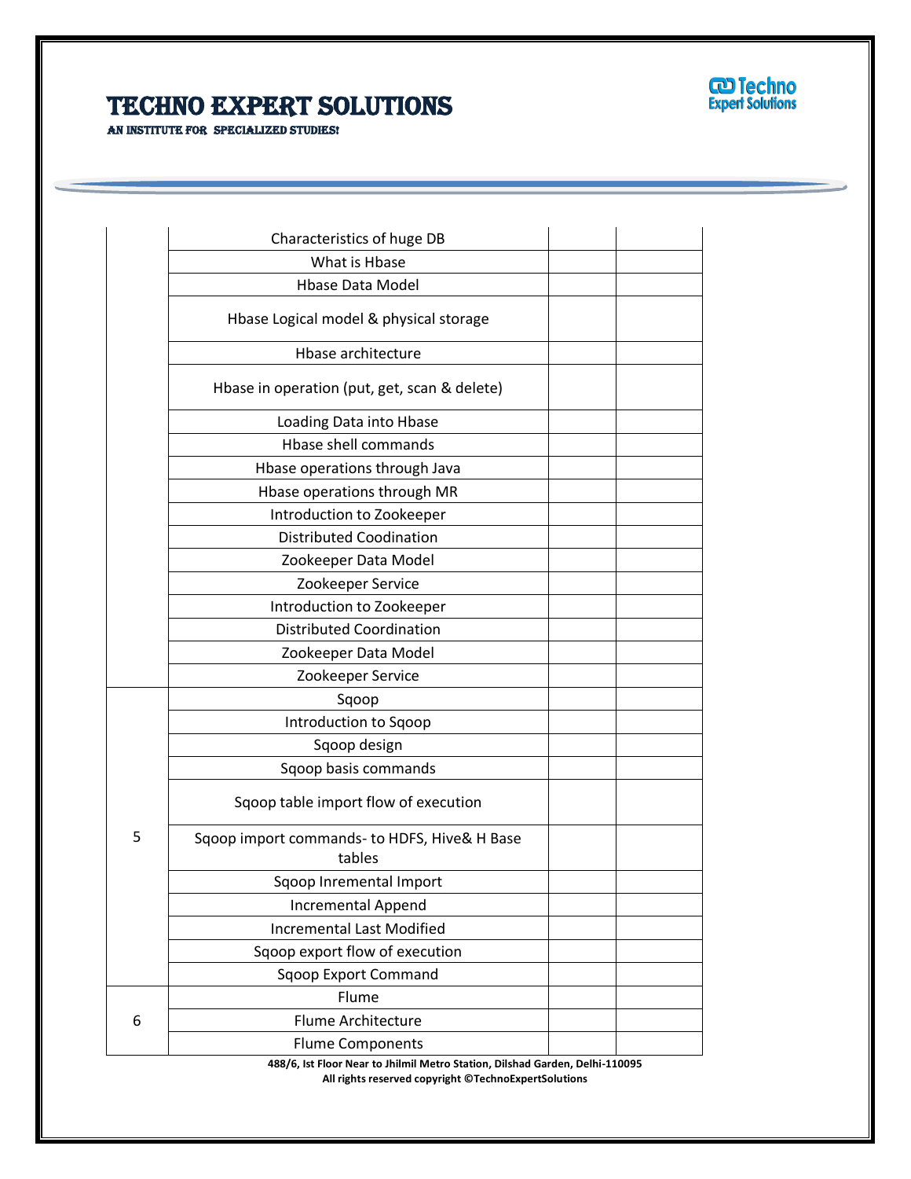| | | | |
|---|---|---|---|
| | Characteristics of huge DB | | |
| | What is Hbase | | |
| | Hbase Data Model | | |
| | Hbase Logical model & physical storage | | |
| | Hbase architecture | | |
| | Hbase in operation (put, get, scan & delete) | | |
| | Loading Data into Hbase | | |
| | Hbase shell commands | | |
| | Hbase operations through Java | | |
| | Hbase operations through MR | | |
| | Introduction to Zookeeper | | |
| | Distributed Coodination | | |
| | Zookeeper Data Model | | |
| | Zookeeper Service | | |
| | Introduction to Zookeeper | | |
| | Distributed Coordination | | |
| | Zookeeper Data Model | | |
| | Zookeeper Service | | |
| 5 | Sqoop | | |
| | Introduction to Sqoop | | |
| | Sqoop design | | |
| | Sqoop basis commands | | |
| | Sqoop table import flow of execution | | |
| | Sqoop import commands- to HDFS, Hive& H Base tables | | |
| | Sqoop Inremental Import | | |
| | Incremental Append | | |
| | Incremental Last Modified | | |
| | Sqoop export flow of execution | | |
| | Sqoop Export Command | | |
| 6 | Flume | | |
| | Flume Architecture | | |
| | Flume Components | | |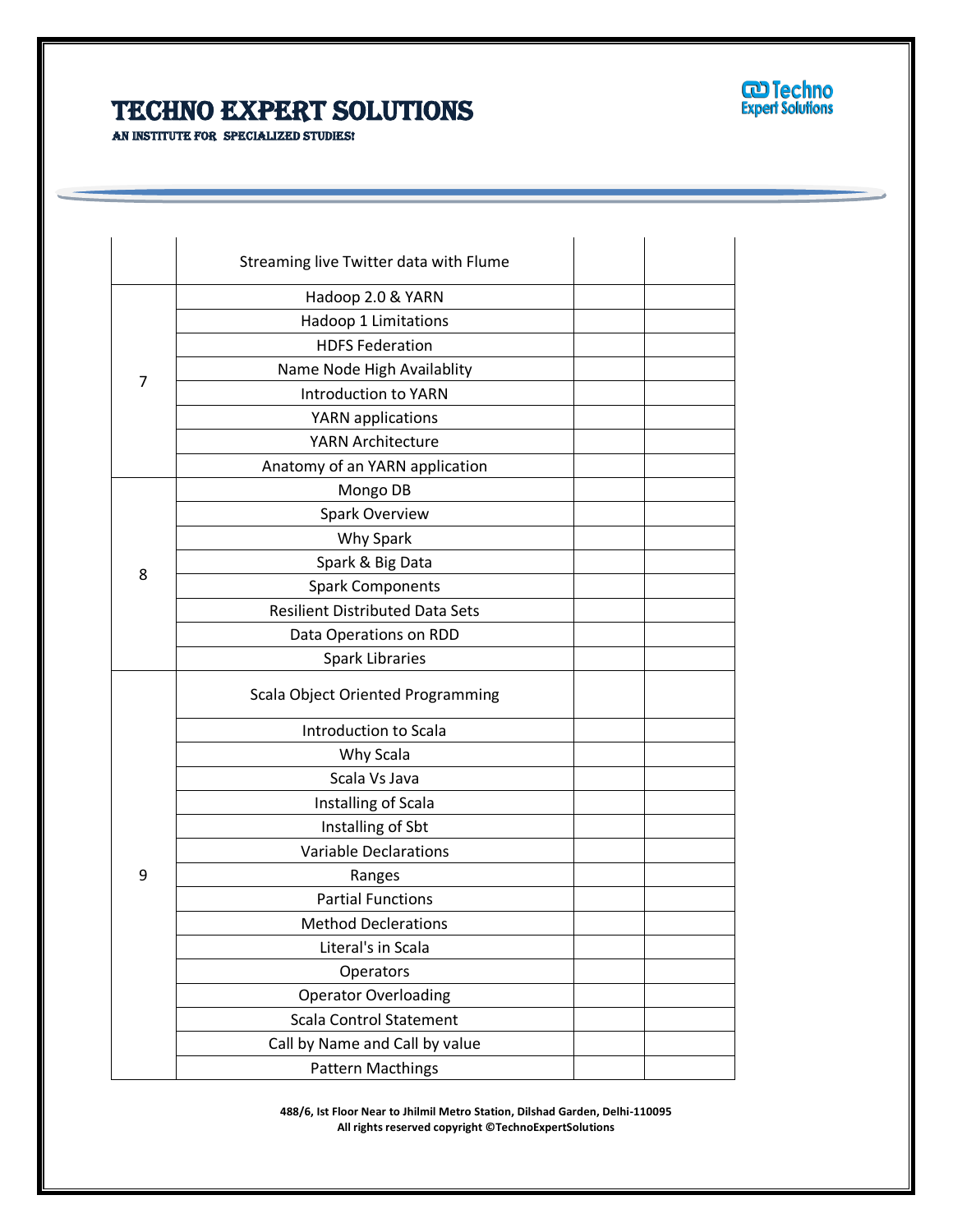| | | | |
|---|---|---|---|
| | Streaming live Twitter data with Flume | | |
| 7 | Hadoop 2.0 & YARN | | |
| | Hadoop 1 Limitations | | |
| | HDFS Federation | | |
| | Name Node High Availablity | | |
| | Introduction to YARN | | |
| | YARN applications | | |
| | YARN Architecture | | |
| | Anatomy of an YARN application | | |
| 8 | Mongo DB | | |
| | Spark Overview | | |
| | Why Spark | | |
| | Spark & Big Data | | |
| | Spark Components | | |
| | Resilient Distributed Data Sets | | |
| | Data Operations on RDD | | |
| | Spark Libraries | | |
| 9 | Scala Object Oriented Programming | | |
| | Introduction to Scala | | |
| | Why Scala | | |
| | Scala Vs Java | | |
| | Installing of Scala | | |
| | Installing of Sbt | | |
| | Variable Declarations | | |
| | Ranges | | |
| | Partial Functions | | |
| | Method Declerations | | |
| | Literal's in Scala | | |
| | Operators | | |
| | Operator Overloading | | |
| | Scala Control Statement | | |
| | Call by Name and Call by value | | |
| | Pattern Macthings | | |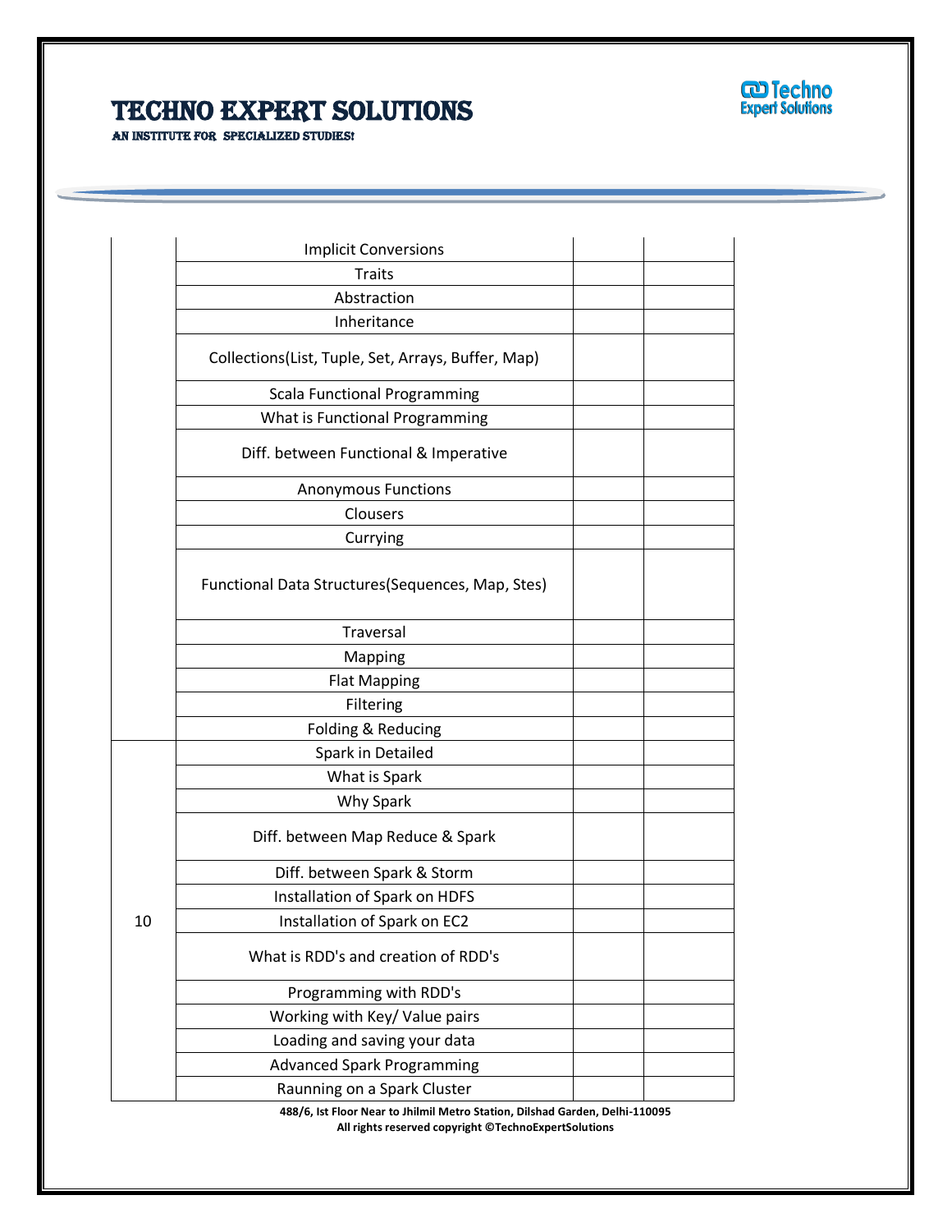| | | | |
|---|---|---|---|
| | Implicit Conversions | | |
| | Traits | | |
| | Abstraction | | |
| | Inheritance | | |
| | Collections(List, Tuple, Set, Arrays, Buffer, Map) | | |
| | Scala Functional Programming | | |
| | What is Functional Programming | | |
| | Diff. between Functional & Imperative | | |
| | Anonymous Functions | | |
| | Clousers | | |
| | Currying | | |
| | Functional Data Structures(Sequences, Map, Stes) | | |
| | Traversal | | |
| | Mapping | | |
| | Flat Mapping | | |
| | Filtering | | |
| | Folding & Reducing | | |
| 10 | Spark in Detailed | | |
| | What is Spark | | |
| | Why Spark | | |
| | Diff. between Map Reduce & Spark | | |
| | Diff. between Spark & Storm | | |
| | Installation of Spark on HDFS | | |
| | Installation of Spark on EC2 | | |
| | What is RDD's and creation of RDD's | | |
| | Programming with RDD's | | |
| | Working with Key/ Value pairs | | |
| | Loading and saving your data | | |
| | Advanced Spark Programming | | |
| | Raunning on a Spark Cluster | | |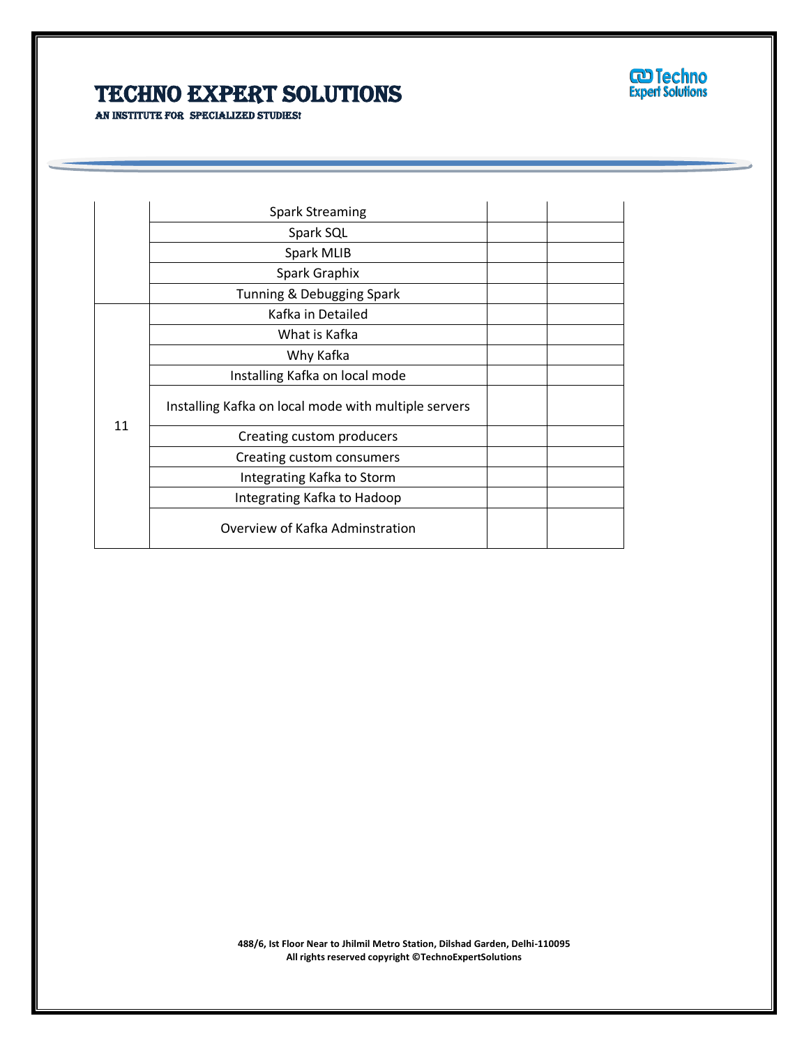| | | | |
|---|---|---|---|
| | Spark Streaming | | |
| | Spark SQL | | |
| | Spark MLIB | | |
| | Spark Graphix | | |
| | Tunning & Debugging Spark | | |
| 11 | Kafka in Detailed | | |
| | What is Kafka | | |
| | Why Kafka | | |
| | Installing Kafka on local mode | | |
| | Installing Kafka on local mode with multiple servers | | |
| | Creating custom producers | | |
| | Creating custom consumers | | |
| | Integrating Kafka to Storm | | |
| | Integrating Kafka to Hadoop | | |
| | Overview of Kafka Adminstration | | |